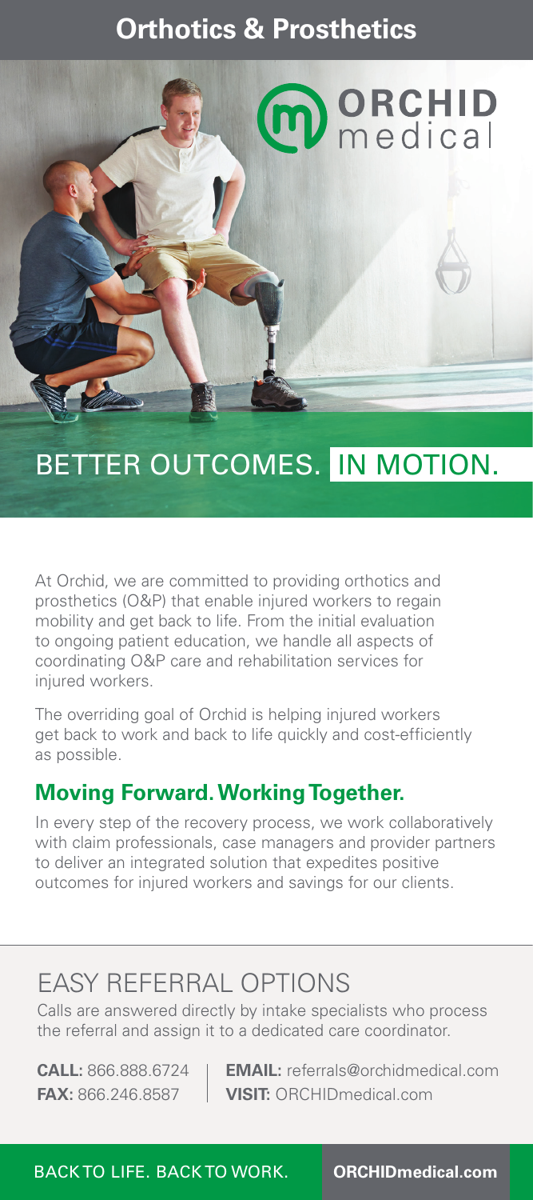# Orthotics & Prosthetics

ORCHID medical

## BETTER OUTCOMES. IN MOTION.

At Orchid, we are committed to providing orthotics and prosthetics (O&P) that enable injured workers to regain mobility and get back to life. From the initial evaluation to ongoing patient education, we handle all aspects of coordinating O&P care and rehabilitation services for injured workers.

The overriding goal of Orchid is helping injured workers get back to work and back to life quickly and cost-efficiently as possible.

### Moving Forward. Working Together.

In every step of the recovery process, we work collaboratively with claim professionals, case managers and provider partners to deliver an integrated solution that expedites positive outcomes for injured workers and savings for our clients.

## EASY REFERRAL OPTIONS

Calls are answered directly by intake specialists who process the referral and assign it to a dedicated care coordinator.

**CALL:** 866.888.6724
**FAX:** 866.246.8587

**EMAIL:** referrals@orchidmedical.com
**VISIT:** ORCHIDmedical.com

BACK TO LIFE. BACK TO WORK. **ORCHIDmedical.com**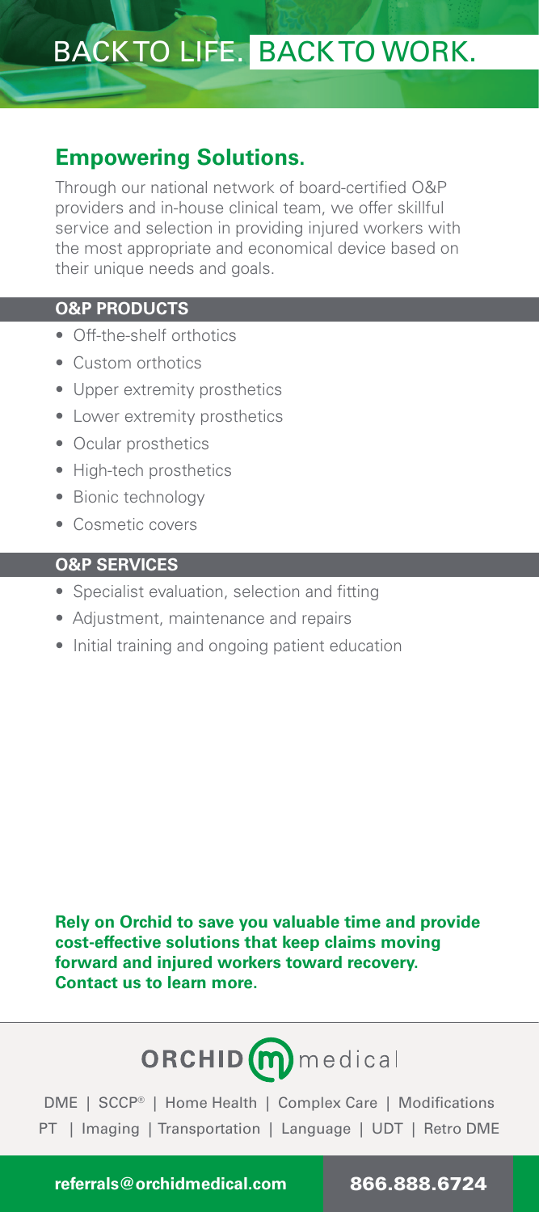# BACK TO LIFE. BACK TO WORK.

## Empowering Solutions.

Through our national network of board-certified O&P providers and in-house clinical team, we offer skillful service and selection in providing injured workers with the most appropriate and economical device based on their unique needs and goals.

### O&P PRODUCTS

- Off-the-shelf orthotics
- Custom orthotics
- Upper extremity prosthetics
- Lower extremity prosthetics
- Ocular prosthetics
- High-tech prosthetics
- Bionic technology
- Cosmetic covers

### O&P SERVICES

- Specialist evaluation, selection and fitting
- Adjustment, maintenance and repairs
- Initial training and ongoing patient education

**Rely on Orchid to save you valuable time and provide cost-effective solutions that keep claims moving forward and injured workers toward recovery. Contact us to learn more.**

ORCHID medical

DME | SCCP® | Home Health | Complex Care | Modifications
PT | Imaging | Transportation | Language | UDT | Retro DME

**referrals@orchidmedical.com** **866.888.6724**